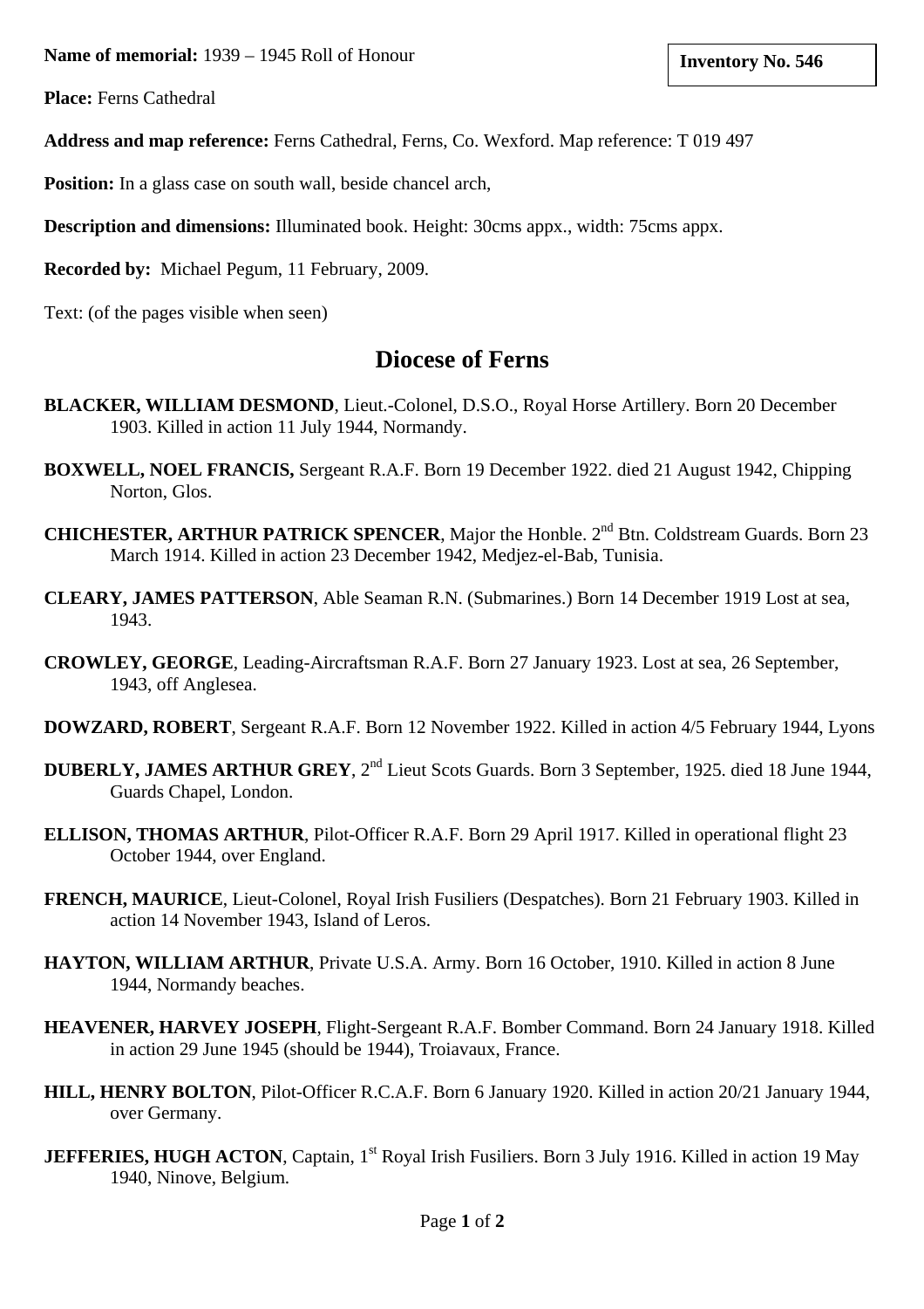**Name of memorial:** 1939 – 1945 Roll of Honour

**Inventory No. 546**

**Place:** Ferns Cathedral

**Address and map reference:** Ferns Cathedral, Ferns, Co. Wexford. Map reference: T 019 497

**Position:** In a glass case on south wall, beside chancel arch,

**Description and dimensions:** Illuminated book. Height: 30cms appx., width: 75cms appx.

**Recorded by:** Michael Pegum, 11 February, 2009.

Text: (of the pages visible when seen)

## Diocese of Ferns

**BLACKER, WILLIAM DESMOND**, Lieut.-Colonel, D.S.O., Royal Horse Artillery. Born 20 December 1903. Killed in action 11 July 1944, Normandy.

**BOXWELL, NOEL FRANCIS,** Sergeant R.A.F. Born 19 December 1922. died 21 August 1942, Chipping Norton, Glos.

**CHICHESTER, ARTHUR PATRICK SPENCER**, Major the Honble. 2nd Btn. Coldstream Guards. Born 23 March 1914. Killed in action 23 December 1942, Medjez-el-Bab, Tunisia.

**CLEARY, JAMES PATTERSON**, Able Seaman R.N. (Submarines.) Born 14 December 1919 Lost at sea, 1943.

**CROWLEY, GEORGE**, Leading-Aircraftsman R.A.F. Born 27 January 1923. Lost at sea, 26 September, 1943, off Anglesea.

**DOWZARD, ROBERT**, Sergeant R.A.F. Born 12 November 1922. Killed in action 4/5 February 1944, Lyons

**DUBERLY, JAMES ARTHUR GREY**, 2nd Lieut Scots Guards. Born 3 September, 1925. died 18 June 1944, Guards Chapel, London.

**ELLISON, THOMAS ARTHUR**, Pilot-Officer R.A.F. Born 29 April 1917. Killed in operational flight 23 October 1944, over England.

**FRENCH, MAURICE**, Lieut-Colonel, Royal Irish Fusiliers (Despatches). Born 21 February 1903. Killed in action 14 November 1943, Island of Leros.

**HAYTON, WILLIAM ARTHUR**, Private U.S.A. Army. Born 16 October, 1910. Killed in action 8 June 1944, Normandy beaches.

**HEAVENER, HARVEY JOSEPH**, Flight-Sergeant R.A.F. Bomber Command. Born 24 January 1918. Killed in action 29 June 1945 (should be 1944), Troiavaux, France.

**HILL, HENRY BOLTON**, Pilot-Officer R.C.A.F. Born 6 January 1920. Killed in action 20/21 January 1944, over Germany.

**JEFFERIES, HUGH ACTON**, Captain, 1st Royal Irish Fusiliers. Born 3 July 1916. Killed in action 19 May 1940, Ninove, Belgium.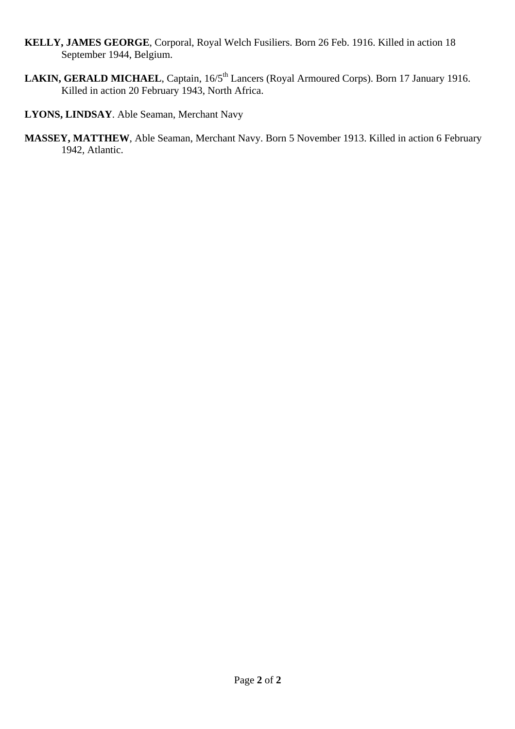**KELLY, JAMES GEORGE**, Corporal, Royal Welch Fusiliers. Born 26 Feb. 1916. Killed in action 18 September 1944, Belgium.

**LAKIN, GERALD MICHAEL**, Captain, 16/5th Lancers (Royal Armoured Corps). Born 17 January 1916. Killed in action 20 February 1943, North Africa.

**LYONS, LINDSAY**. Able Seaman, Merchant Navy

**MASSEY, MATTHEW**, Able Seaman, Merchant Navy. Born 5 November 1913. Killed in action 6 February 1942, Atlantic.